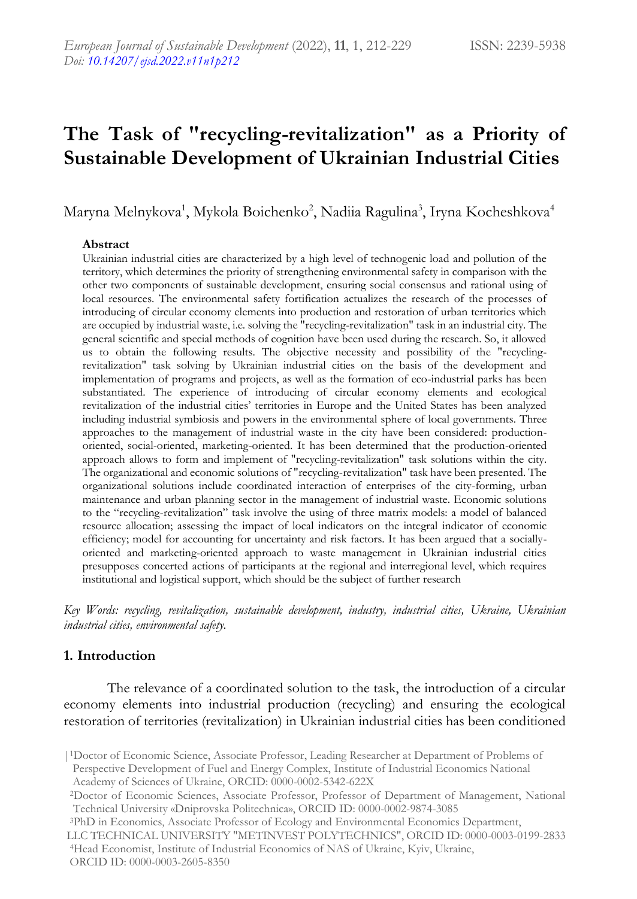# The Task of "recycling-revitalization" as a Priority of Sustainable Development of Ukrainian Industrial Cities

Maryna Melnykova[1], Mykola Boichenko[2], Nadiia Ragulina[3], Iryna Kocheshkova[4]

**Abstract**

Ukrainian industrial cities are characterized by a high level of technogenic load and pollution of the territory, which determines the priority of strengthening environmental safety in comparison with the other two components of sustainable development, ensuring social consensus and rational using of local resources. The environmental safety fortification actualizes the research of the processes of introducing of circular economy elements into production and restoration of urban territories which are occupied by industrial waste, i.e. solving the "recycling-revitalization" task in an industrial city. The general scientific and special methods of cognition have been used during the research. So, it allowed us to obtain the following results. The objective necessity and possibility of the "recycling-revitalization" task solving by Ukrainian industrial cities on the basis of the development and implementation of programs and projects, as well as the formation of eco-industrial parks has been substantiated. The experience of introducing of circular economy elements and ecological revitalization of the industrial cities' territories in Europe and the United States has been analyzed including industrial symbiosis and powers in the environmental sphere of local governments. Three approaches to the management of industrial waste in the city have been considered: production-oriented, social-oriented, marketing-oriented. It has been determined that the production-oriented approach allows to form and implement of "recycling-revitalization" task solutions within the city. The organizational and economic solutions of "recycling-revitalization" task have been presented. The organizational solutions include coordinated interaction of enterprises of the city-forming, urban maintenance and urban planning sector in the management of industrial waste. Economic solutions to the "recycling-revitalization" task involve the using of three matrix models: a model of balanced resource allocation; assessing the impact of local indicators on the integral indicator of economic efficiency; model for accounting for uncertainty and risk factors. It has been argued that a socially-oriented and marketing-oriented approach to waste management in Ukrainian industrial cities presupposes concerted actions of participants at the regional and interregional level, which requires institutional and logistical support, which should be the subject of further research

*Key Words: recycling, revitalization, sustainable development, industry, industrial cities, Ukraine, Ukrainian industrial cities, environmental safety.*

## 1. Introduction

The relevance of a coordinated solution to the task, the introduction of a circular economy elements into industrial production (recycling) and ensuring the ecological restoration of territories (revitalization) in Ukrainian industrial cities has been conditioned

[1]Doctor of Economic Science, Associate Professor, Leading Researcher at Department of Problems of Perspective Development of Fuel and Energy Complex, Institute of Industrial Economics National Academy of Sciences of Ukraine, ORCID: 0000-0002-5342-622X

[2]Doctor of Economic Sciences, Associate Professor, Professor of Department of Management, National Technical University «Dniprovska Politechnica», ORCID ID: 0000-0002-9874-3085

[3]PhD in Economics, Associate Professor of Ecology and Environmental Economics Department, LLC TECHNICAL UNIVERSITY "METINVEST POLYTECHNICS", ORCID ID: 0000-0003-0199-2833

[4]Head Economist, Institute of Industrial Economics of NAS of Ukraine, Kyiv, Ukraine, ORCID ID: 0000-0003-2605-8350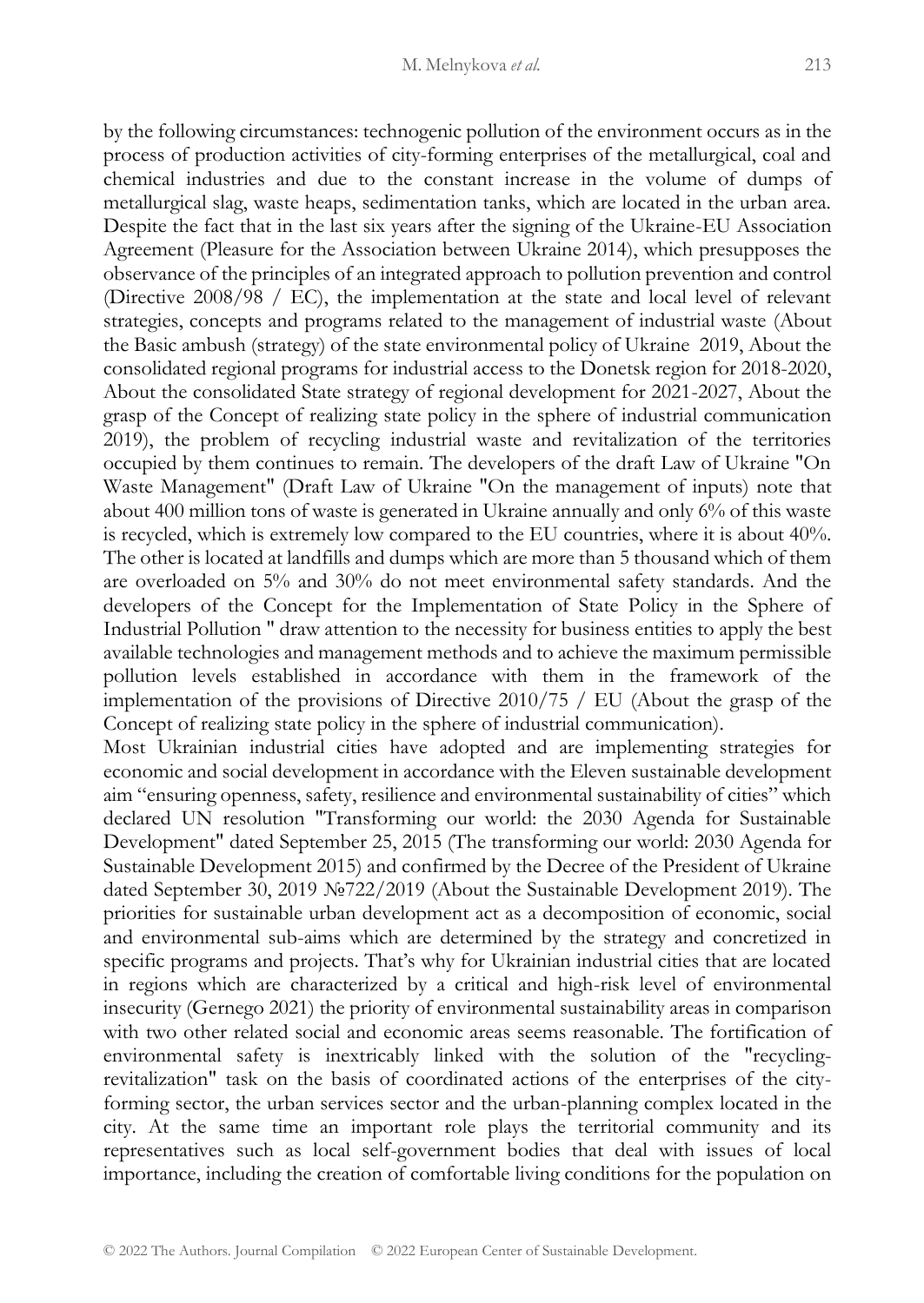by the following circumstances: technogenic pollution of the environment occurs as in the process of production activities of city-forming enterprises of the metallurgical, coal and chemical industries and due to the constant increase in the volume of dumps of metallurgical slag, waste heaps, sedimentation tanks, which are located in the urban area. Despite the fact that in the last six years after the signing of the Ukraine-EU Association Agreement (Pleasure for the Association between Ukraine 2014), which presupposes the observance of the principles of an integrated approach to pollution prevention and control (Directive 2008/98 / EC), the implementation at the state and local level of relevant strategies, concepts and programs related to the management of industrial waste (About the Basic ambush (strategy) of the state environmental policy of Ukraine 2019, About the consolidated regional programs for industrial access to the Donetsk region for 2018-2020, About the consolidated State strategy of regional development for 2021-2027, About the grasp of the Concept of realizing state policy in the sphere of industrial communication 2019), the problem of recycling industrial waste and revitalization of the territories occupied by them continues to remain. The developers of the draft Law of Ukraine "On Waste Management" (Draft Law of Ukraine "On the management of inputs) note that about 400 million tons of waste is generated in Ukraine annually and only 6% of this waste is recycled, which is extremely low compared to the EU countries, where it is about 40%. The other is located at landfills and dumps which are more than 5 thousand which of them are overloaded on 5% and 30% do not meet environmental safety standards. And the developers of the Concept for the Implementation of State Policy in the Sphere of Industrial Pollution " draw attention to the necessity for business entities to apply the best available technologies and management methods and to achieve the maximum permissible pollution levels established in accordance with them in the framework of the implementation of the provisions of Directive 2010/75 / EU (About the grasp of the Concept of realizing state policy in the sphere of industrial communication).

Most Ukrainian industrial cities have adopted and are implementing strategies for economic and social development in accordance with the Eleven sustainable development aim "ensuring openness, safety, resilience and environmental sustainability of cities" which declared UN resolution "Transforming our world: the 2030 Agenda for Sustainable Development" dated September 25, 2015 (The transforming our world: 2030 Agenda for Sustainable Development 2015) and confirmed by the Decree of the President of Ukraine dated September 30, 2019 №722/2019 (About the Sustainable Development 2019). The priorities for sustainable urban development act as a decomposition of economic, social and environmental sub-aims which are determined by the strategy and concretized in specific programs and projects. That's why for Ukrainian industrial cities that are located in regions which are characterized by a critical and high-risk level of environmental insecurity (Gernego 2021) the priority of environmental sustainability areas in comparison with two other related social and economic areas seems reasonable. The fortification of environmental safety is inextricably linked with the solution of the "recycling-revitalization" task on the basis of coordinated actions of the enterprises of the city-forming sector, the urban services sector and the urban-planning complex located in the city. At the same time an important role plays the territorial community and its representatives such as local self-government bodies that deal with issues of local importance, including the creation of comfortable living conditions for the population on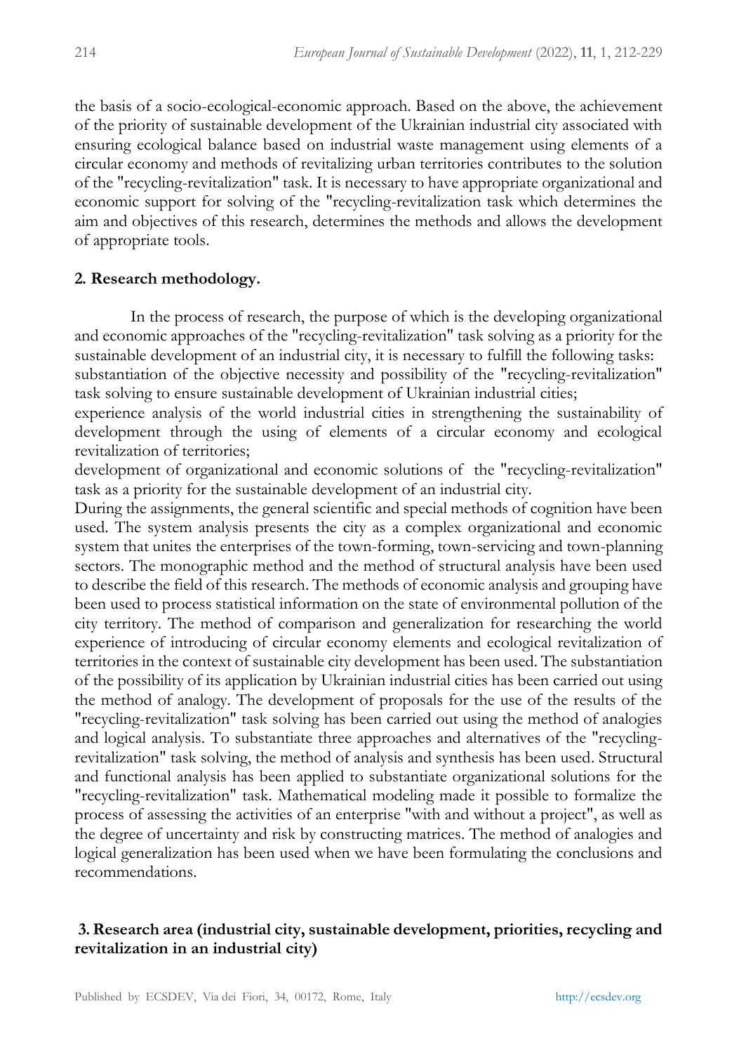the basis of a socio-ecological-economic approach. Based on the above, the achievement of the priority of sustainable development of the Ukrainian industrial city associated with ensuring ecological balance based on industrial waste management using elements of a circular economy and methods of revitalizing urban territories contributes to the solution of the "recycling-revitalization" task. It is necessary to have appropriate organizational and economic support for solving of the "recycling-revitalization task which determines the aim and objectives of this research, determines the methods and allows the development of appropriate tools.

## 2. Research methodology.

In the process of research, the purpose of which is the developing organizational and economic approaches of the "recycling-revitalization" task solving as a priority for the sustainable development of an industrial city, it is necessary to fulfill the following tasks:
substantiation of the objective necessity and possibility of the "recycling-revitalization" task solving to ensure sustainable development of Ukrainian industrial cities;
experience analysis of the world industrial cities in strengthening the sustainability of development through the using of elements of a circular economy and ecological revitalization of territories;
development of organizational and economic solutions of the "recycling-revitalization" task as a priority for the sustainable development of an industrial city.
During the assignments, the general scientific and special methods of cognition have been used. The system analysis presents the city as a complex organizational and economic system that unites the enterprises of the town-forming, town-servicing and town-planning sectors. The monographic method and the method of structural analysis have been used to describe the field of this research. The methods of economic analysis and grouping have been used to process statistical information on the state of environmental pollution of the city territory. The method of comparison and generalization for researching the world experience of introducing of circular economy elements and ecological revitalization of territories in the context of sustainable city development has been used. The substantiation of the possibility of its application by Ukrainian industrial cities has been carried out using the method of analogy. The development of proposals for the use of the results of the "recycling-revitalization" task solving has been carried out using the method of analogies and logical analysis. To substantiate three approaches and alternatives of the "recycling-revitalization" task solving, the method of analysis and synthesis has been used. Structural and functional analysis has been applied to substantiate organizational solutions for the "recycling-revitalization" task. Mathematical modeling made it possible to formalize the process of assessing the activities of an enterprise "with and without a project", as well as the degree of uncertainty and risk by constructing matrices. The method of analogies and logical generalization has been used when we have been formulating the conclusions and recommendations.

## 3. Research area (industrial city, sustainable development, priorities, recycling and revitalization in an industrial city)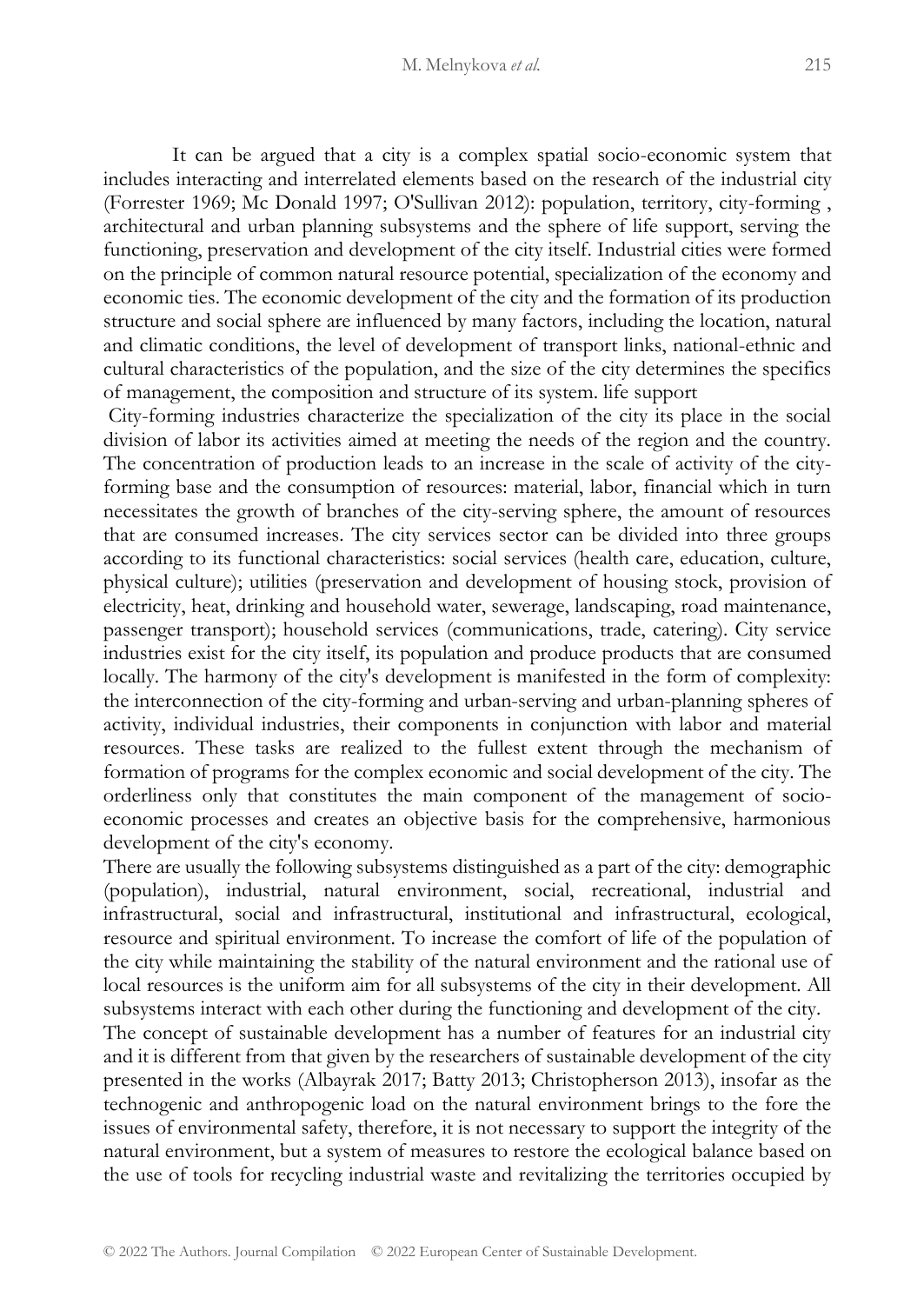It can be argued that a city is a complex spatial socio-economic system that includes interacting and interrelated elements based on the research of the industrial city (Forrester 1969; Mc Donald 1997; O'Sullivan 2012): population, territory, city-forming , architectural and urban planning subsystems and the sphere of life support, serving the functioning, preservation and development of the city itself. Industrial cities were formed on the principle of common natural resource potential, specialization of the economy and economic ties. The economic development of the city and the formation of its production structure and social sphere are influenced by many factors, including the location, natural and climatic conditions, the level of development of transport links, national-ethnic and cultural characteristics of the population, and the size of the city determines the specifics of management, the composition and structure of its system. life support

City-forming industries characterize the specialization of the city its place in the social division of labor its activities aimed at meeting the needs of the region and the country. The concentration of production leads to an increase in the scale of activity of the city-forming base and the consumption of resources: material, labor, financial which in turn necessitates the growth of branches of the city-serving sphere, the amount of resources that are consumed increases. The city services sector can be divided into three groups according to its functional characteristics: social services (health care, education, culture, physical culture); utilities (preservation and development of housing stock, provision of electricity, heat, drinking and household water, sewerage, landscaping, road maintenance, passenger transport); household services (communications, trade, catering). City service industries exist for the city itself, its population and produce products that are consumed locally. The harmony of the city's development is manifested in the form of complexity: the interconnection of the city-forming and urban-serving and urban-planning spheres of activity, individual industries, their components in conjunction with labor and material resources. These tasks are realized to the fullest extent through the mechanism of formation of programs for the complex economic and social development of the city. The orderliness only that constitutes the main component of the management of socio-economic processes and creates an objective basis for the comprehensive, harmonious development of the city's economy.

There are usually the following subsystems distinguished as a part of the city: demographic (population), industrial, natural environment, social, recreational, industrial and infrastructural, social and infrastructural, institutional and infrastructural, ecological, resource and spiritual environment. To increase the comfort of life of the population of the city while maintaining the stability of the natural environment and the rational use of local resources is the uniform aim for all subsystems of the city in their development. All subsystems interact with each other during the functioning and development of the city.

The concept of sustainable development has a number of features for an industrial city and it is different from that given by the researchers of sustainable development of the city presented in the works (Albayrak 2017; Batty 2013; Christopherson 2013), insofar as the technogenic and anthropogenic load on the natural environment brings to the fore the issues of environmental safety, therefore, it is not necessary to support the integrity of the natural environment, but a system of measures to restore the ecological balance based on the use of tools for recycling industrial waste and revitalizing the territories occupied by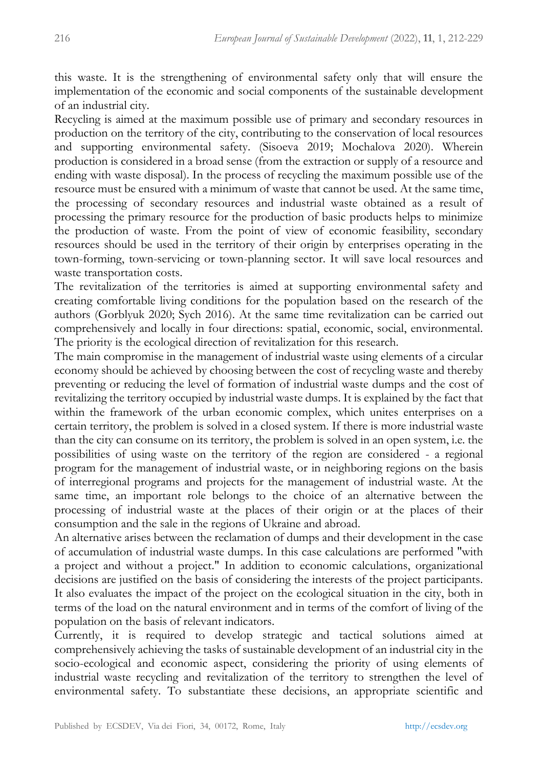this waste. It is the strengthening of environmental safety only that will ensure the implementation of the economic and social components of the sustainable development of an industrial city.

Recycling is aimed at the maximum possible use of primary and secondary resources in production on the territory of the city, contributing to the conservation of local resources and supporting environmental safety. (Sisoeva 2019; Mochalova 2020). Wherein production is considered in a broad sense (from the extraction or supply of a resource and ending with waste disposal). In the process of recycling the maximum possible use of the resource must be ensured with a minimum of waste that cannot be used. At the same time, the processing of secondary resources and industrial waste obtained as a result of processing the primary resource for the production of basic products helps to minimize the production of waste. From the point of view of economic feasibility, secondary resources should be used in the territory of their origin by enterprises operating in the town-forming, town-servicing or town-planning sector. It will save local resources and waste transportation costs.

The revitalization of the territories is aimed at supporting environmental safety and creating comfortable living conditions for the population based on the research of the authors (Gorblyuk 2020; Sych 2016). At the same time revitalization can be carried out comprehensively and locally in four directions: spatial, economic, social, environmental. The priority is the ecological direction of revitalization for this research.

The main compromise in the management of industrial waste using elements of a circular economy should be achieved by choosing between the cost of recycling waste and thereby preventing or reducing the level of formation of industrial waste dumps and the cost of revitalizing the territory occupied by industrial waste dumps. It is explained by the fact that within the framework of the urban economic complex, which unites enterprises on a certain territory, the problem is solved in a closed system. If there is more industrial waste than the city can consume on its territory, the problem is solved in an open system, i.e. the possibilities of using waste on the territory of the region are considered - a regional program for the management of industrial waste, or in neighboring regions on the basis of interregional programs and projects for the management of industrial waste. At the same time, an important role belongs to the choice of an alternative between the processing of industrial waste at the places of their origin or at the places of their consumption and the sale in the regions of Ukraine and abroad.

An alternative arises between the reclamation of dumps and their development in the case of accumulation of industrial waste dumps. In this case calculations are performed "with a project and without a project." In addition to economic calculations, organizational decisions are justified on the basis of considering the interests of the project participants. It also evaluates the impact of the project on the ecological situation in the city, both in terms of the load on the natural environment and in terms of the comfort of living of the population on the basis of relevant indicators.

Currently, it is required to develop strategic and tactical solutions aimed at comprehensively achieving the tasks of sustainable development of an industrial city in the socio-ecological and economic aspect, considering the priority of using elements of industrial waste recycling and revitalization of the territory to strengthen the level of environmental safety. To substantiate these decisions, an appropriate scientific and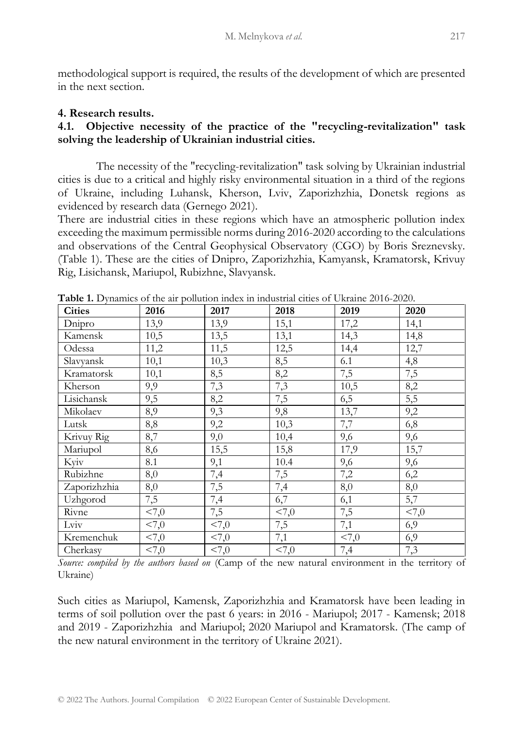methodological support is required, the results of the development of which are presented in the next section.

## 4. Research results.

### 4.1. Objective necessity of the practice of the "recycling-revitalization" task solving the leadership of Ukrainian industrial cities.

The necessity of the "recycling-revitalization" task solving by Ukrainian industrial cities is due to a critical and highly risky environmental situation in a third of the regions of Ukraine, including Luhansk, Kherson, Lviv, Zaporizhzhia, Donetsk regions as evidenced by research data (Gernego 2021).

There are industrial cities in these regions which have an atmospheric pollution index exceeding the maximum permissible norms during 2016-2020 according to the calculations and observations of the Central Geophysical Observatory (CGO) by Boris Sreznevsky. (Table 1). These are the cities of Dnipro, Zaporizhzhia, Kamyansk, Kramatorsk, Krivuy Rig, Lisichansk, Mariupol, Rubizhne, Slavyansk.

**Table 1.** Dynamics of the air pollution index in industrial cities of Ukraine 2016-2020.

| Cities | 2016 | 2017 | 2018 | 2019 | 2020 |
|---|---|---|---|---|---|
| Dnipro | 13,9 | 13,9 | 15,1 | 17,2 | 14,1 |
| Kamensk | 10,5 | 13,5 | 13,1 | 14,3 | 14,8 |
| Odessa | 11,2 | 11,5 | 12,5 | 14,4 | 12,7 |
| Slavyansk | 10,1 | 10,3 | 8,5 | 6.1 | 4,8 |
| Kramatorsk | 10,1 | 8,5 | 8,2 | 7,5 | 7,5 |
| Kherson | 9,9 | 7,3 | 7,3 | 10,5 | 8,2 |
| Lisichansk | 9,5 | 8,2 | 7,5 | 6,5 | 5,5 |
| Mikolaev | 8,9 | 9,3 | 9,8 | 13,7 | 9,2 |
| Lutsk | 8,8 | 9,2 | 10,3 | 7,7 | 6,8 |
| Krivuy Rig | 8,7 | 9,0 | 10,4 | 9,6 | 9,6 |
| Mariupol | 8,6 | 15,5 | 15,8 | 17,9 | 15,7 |
| Kyiv | 8.1 | 9,1 | 10.4 | 9,6 | 9,6 |
| Rubizhne | 8,0 | 7,4 | 7,5 | 7,2 | 6,2 |
| Zaporizhzhia | 8,0 | 7,5 | 7,4 | 8,0 | 8,0 |
| Uzhgorod | 7,5 | 7,4 | 6,7 | 6,1 | 5,7 |
| Rivne | <7,0 | 7,5 | <7,0 | 7,5 | <7,0 |
| Lviv | <7,0 | <7,0 | 7,5 | 7,1 | 6,9 |
| Kremenchuk | <7,0 | <7,0 | 7,1 | <7,0 | 6,9 |
| Cherkasy | <7,0 | <7,0 | <7,0 | 7,4 | 7,3 |

*Source: compiled by the authors based on* (Camp of the new natural environment in the territory of Ukraine)

Such cities as Mariupol, Kamensk, Zaporizhzhia and Kramatorsk have been leading in terms of soil pollution over the past 6 years: in 2016 - Mariupol; 2017 - Kamensk; 2018 and 2019 - Zaporizhzhia and Mariupol; 2020 Mariupol and Kramatorsk. (The camp of the new natural environment in the territory of Ukraine 2021).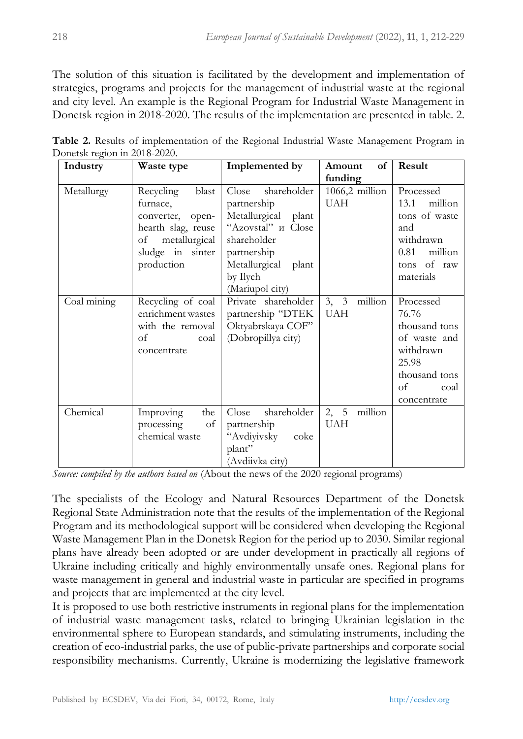The solution of this situation is facilitated by the development and implementation of strategies, programs and projects for the management of industrial waste at the regional and city level. An example is the Regional Program for Industrial Waste Management in Donetsk region in 2018-2020. The results of the implementation are presented in table. 2.

**Table 2.** Results of implementation of the Regional Industrial Waste Management Program in Donetsk region in 2018-2020.

| Industry | Waste type | Implemented by | Amount of funding | Result |
|---|---|---|---|---|
| Metallurgy | Recycling blast furnace, converter, open-hearth slag, reuse of metallurgical sludge in sinter production | Close shareholder partnership Metallurgical plant "Azovstal" и Close shareholder partnership Metallurgical plant by Ilych (Mariupol city) | 1066,2 million UAH | Processed 13.1 million tons of waste and withdrawn 0.81 million tons of raw materials |
| Coal mining | Recycling of coal enrichment wastes with the removal of coal concentrate | Private shareholder partnership "DTEK Oktyabrskaya COF" (Dobropillya city) | 3, 3 million UAH | Processed 76.76 thousand tons of waste and withdrawn 25.98 thousand tons of coal concentrate |
| Chemical | Improving the processing of chemical waste | Close shareholder partnership "Avdiyivsky coke plant" (Avdiivka city) | 2, 5 million UAH | |

*Source: compiled by the authors based on* (About the news of the 2020 regional programs)

The specialists of the Ecology and Natural Resources Department of the Donetsk Regional State Administration note that the results of the implementation of the Regional Program and its methodological support will be considered when developing the Regional Waste Management Plan in the Donetsk Region for the period up to 2030. Similar regional plans have already been adopted or are under development in practically all regions of Ukraine including critically and highly environmentally unsafe ones. Regional plans for waste management in general and industrial waste in particular are specified in programs and projects that are implemented at the city level.

It is proposed to use both restrictive instruments in regional plans for the implementation of industrial waste management tasks, related to bringing Ukrainian legislation in the environmental sphere to European standards, and stimulating instruments, including the creation of eco-industrial parks, the use of public-private partnerships and corporate social responsibility mechanisms. Currently, Ukraine is modernizing the legislative framework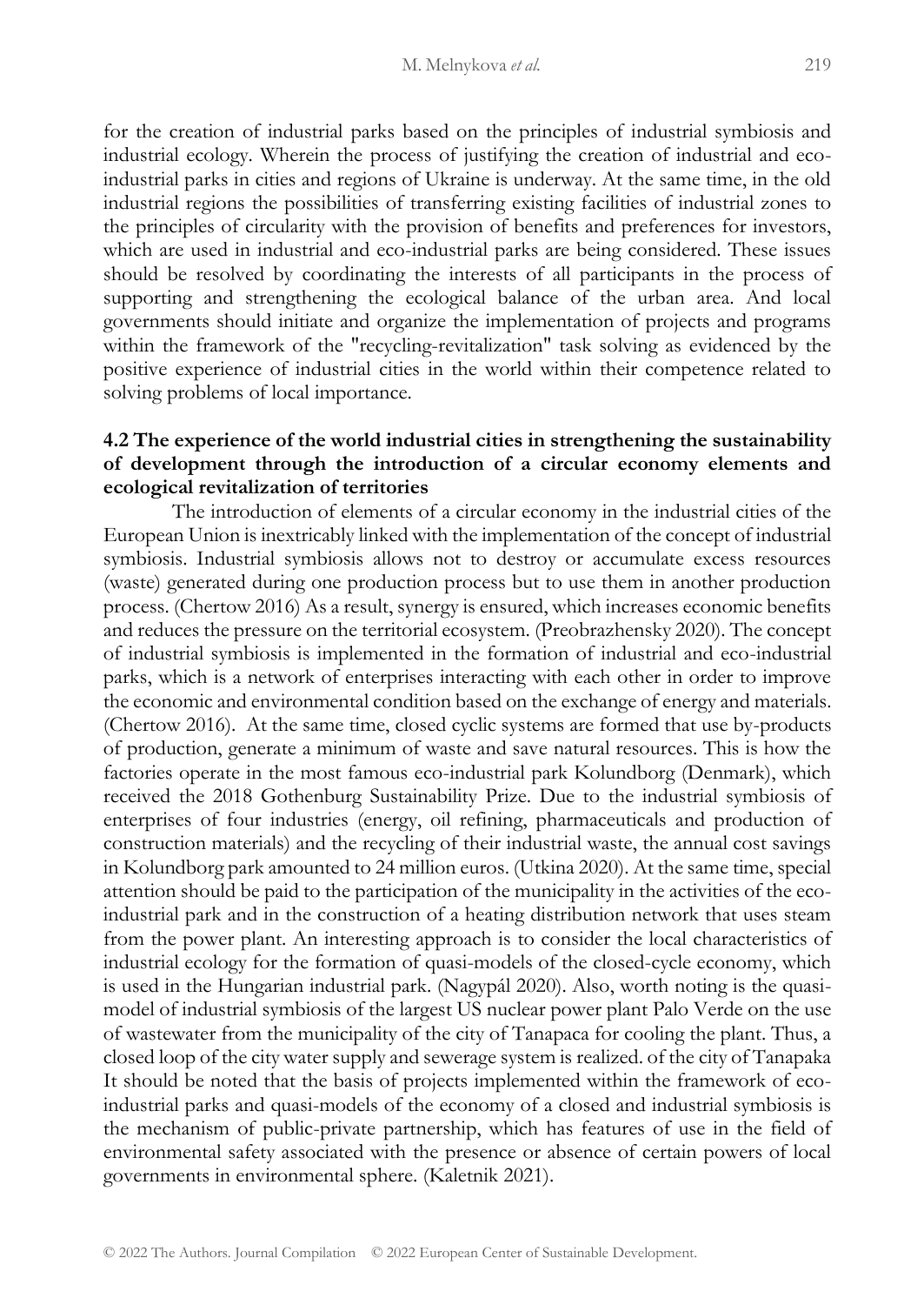for the creation of industrial parks based on the principles of industrial symbiosis and industrial ecology. Wherein the process of justifying the creation of industrial and eco-industrial parks in cities and regions of Ukraine is underway. At the same time, in the old industrial regions the possibilities of transferring existing facilities of industrial zones to the principles of circularity with the provision of benefits and preferences for investors, which are used in industrial and eco-industrial parks are being considered. These issues should be resolved by coordinating the interests of all participants in the process of supporting and strengthening the ecological balance of the urban area. And local governments should initiate and organize the implementation of projects and programs within the framework of the "recycling-revitalization" task solving as evidenced by the positive experience of industrial cities in the world within their competence related to solving problems of local importance.

### 4.2 The experience of the world industrial cities in strengthening the sustainability of development through the introduction of a circular economy elements and ecological revitalization of territories

The introduction of elements of a circular economy in the industrial cities of the European Union is inextricably linked with the implementation of the concept of industrial symbiosis. Industrial symbiosis allows not to destroy or accumulate excess resources (waste) generated during one production process but to use them in another production process. (Chertow 2016) As a result, synergy is ensured, which increases economic benefits and reduces the pressure on the territorial ecosystem. (Preobrazhensky 2020). The concept of industrial symbiosis is implemented in the formation of industrial and eco-industrial parks, which is a network of enterprises interacting with each other in order to improve the economic and environmental condition based on the exchange of energy and materials. (Chertow 2016). At the same time, closed cyclic systems are formed that use by-products of production, generate a minimum of waste and save natural resources. This is how the factories operate in the most famous eco-industrial park Kolundborg (Denmark), which received the 2018 Gothenburg Sustainability Prize. Due to the industrial symbiosis of enterprises of four industries (energy, oil refining, pharmaceuticals and production of construction materials) and the recycling of their industrial waste, the annual cost savings in Kolundborg park amounted to 24 million euros. (Utkina 2020). At the same time, special attention should be paid to the participation of the municipality in the activities of the eco-industrial park and in the construction of a heating distribution network that uses steam from the power plant. An interesting approach is to consider the local characteristics of industrial ecology for the formation of quasi-models of the closed-cycle economy, which is used in the Hungarian industrial park. (Nagypál 2020). Also, worth noting is the quasi-model of industrial symbiosis of the largest US nuclear power plant Palo Verde on the use of wastewater from the municipality of the city of Tanapaca for cooling the plant. Thus, a closed loop of the city water supply and sewerage system is realized. of the city of Tanapaka It should be noted that the basis of projects implemented within the framework of eco-industrial parks and quasi-models of the economy of a closed and industrial symbiosis is the mechanism of public-private partnership, which has features of use in the field of environmental safety associated with the presence or absence of certain powers of local governments in environmental sphere. (Kaletnik 2021).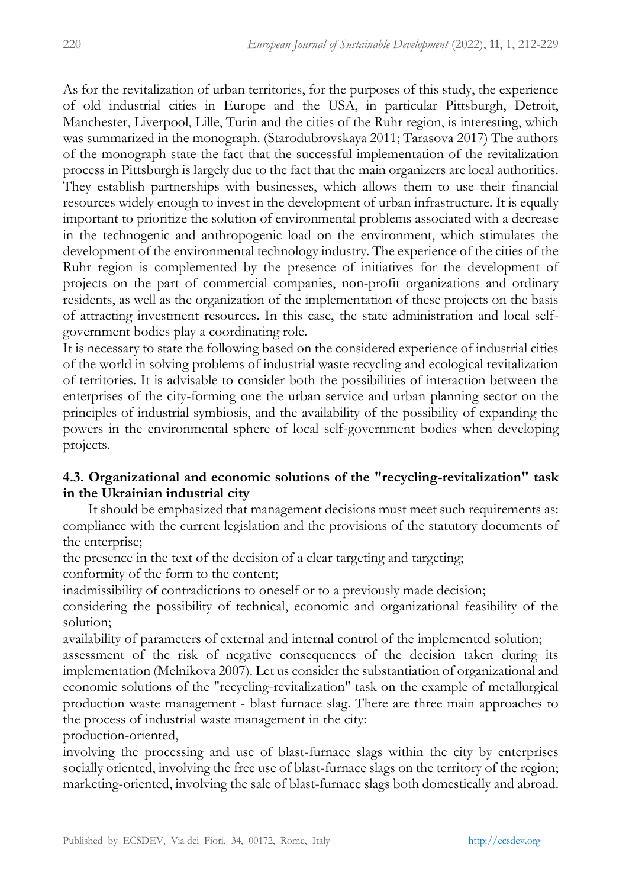As for the revitalization of urban territories, for the purposes of this study, the experience of old industrial cities in Europe and the USA, in particular Pittsburgh, Detroit, Manchester, Liverpool, Lille, Turin and the cities of the Ruhr region, is interesting, which was summarized in the monograph. (Starodubrovskaya 2011; Tarasova 2017) The authors of the monograph state the fact that the successful implementation of the revitalization process in Pittsburgh is largely due to the fact that the main organizers are local authorities. They establish partnerships with businesses, which allows them to use their financial resources widely enough to invest in the development of urban infrastructure. It is equally important to prioritize the solution of environmental problems associated with a decrease in the technogenic and anthropogenic load on the environment, which stimulates the development of the environmental technology industry. The experience of the cities of the Ruhr region is complemented by the presence of initiatives for the development of projects on the part of commercial companies, non-profit organizations and ordinary residents, as well as the organization of the implementation of these projects on the basis of attracting investment resources. In this case, the state administration and local self-government bodies play a coordinating role.

It is necessary to state the following based on the considered experience of industrial cities of the world in solving problems of industrial waste recycling and ecological revitalization of territories. It is advisable to consider both the possibilities of interaction between the enterprises of the city-forming one the urban service and urban planning sector on the principles of industrial symbiosis, and the availability of the possibility of expanding the powers in the environmental sphere of local self-government bodies when developing projects.

### 4.3. Organizational and economic solutions of the "recycling-revitalization" task in the Ukrainian industrial city

It should be emphasized that management decisions must meet such requirements as:
compliance with the current legislation and the provisions of the statutory documents of the enterprise;
the presence in the text of the decision of a clear targeting and targeting;
conformity of the form to the content;
inadmissibility of contradictions to oneself or to a previously made decision;
considering the possibility of technical, economic and organizational feasibility of the solution;
availability of parameters of external and internal control of the implemented solution;
assessment of the risk of negative consequences of the decision taken during its implementation (Melnikova 2007). Let us consider the substantiation of organizational and economic solutions of the "recycling-revitalization" task on the example of metallurgical production waste management - blast furnace slag. There are three main approaches to the process of industrial waste management in the city:
production-oriented,
involving the processing and use of blast-furnace slags within the city by enterprises socially oriented, involving the free use of blast-furnace slags on the territory of the region;
marketing-oriented, involving the sale of blast-furnace slags both domestically and abroad.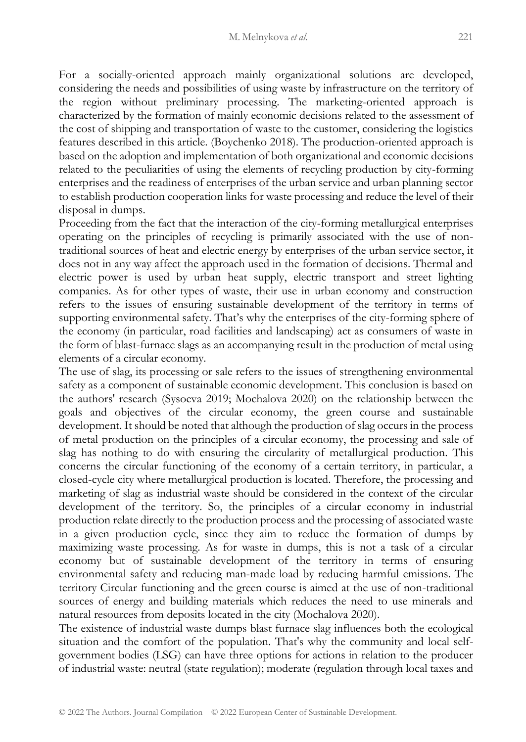For a socially-oriented approach mainly organizational solutions are developed, considering the needs and possibilities of using waste by infrastructure on the territory of the region without preliminary processing. The marketing-oriented approach is characterized by the formation of mainly economic decisions related to the assessment of the cost of shipping and transportation of waste to the customer, considering the logistics features described in this article. (Boychenko 2018). The production-oriented approach is based on the adoption and implementation of both organizational and economic decisions related to the peculiarities of using the elements of recycling production by city-forming enterprises and the readiness of enterprises of the urban service and urban planning sector to establish production cooperation links for waste processing and reduce the level of their disposal in dumps.

Proceeding from the fact that the interaction of the city-forming metallurgical enterprises operating on the principles of recycling is primarily associated with the use of non-traditional sources of heat and electric energy by enterprises of the urban service sector, it does not in any way affect the approach used in the formation of decisions. Thermal and electric power is used by urban heat supply, electric transport and street lighting companies. As for other types of waste, their use in urban economy and construction refers to the issues of ensuring sustainable development of the territory in terms of supporting environmental safety. That's why the enterprises of the city-forming sphere of the economy (in particular, road facilities and landscaping) act as consumers of waste in the form of blast-furnace slags as an accompanying result in the production of metal using elements of a circular economy.

The use of slag, its processing or sale refers to the issues of strengthening environmental safety as a component of sustainable economic development. This conclusion is based on the authors' research (Sysoeva 2019; Mochalova 2020) on the relationship between the goals and objectives of the circular economy, the green course and sustainable development. It should be noted that although the production of slag occurs in the process of metal production on the principles of a circular economy, the processing and sale of slag has nothing to do with ensuring the circularity of metallurgical production. This concerns the circular functioning of the economy of a certain territory, in particular, a closed-cycle city where metallurgical production is located. Therefore, the processing and marketing of slag as industrial waste should be considered in the context of the circular development of the territory. So, the principles of a circular economy in industrial production relate directly to the production process and the processing of associated waste in a given production cycle, since they aim to reduce the formation of dumps by maximizing waste processing. As for waste in dumps, this is not a task of a circular economy but of sustainable development of the territory in terms of ensuring environmental safety and reducing man-made load by reducing harmful emissions. The territory Circular functioning and the green course is aimed at the use of non-traditional sources of energy and building materials which reduces the need to use minerals and natural resources from deposits located in the city (Mochalova 2020).

The existence of industrial waste dumps blast furnace slag influences both the ecological situation and the comfort of the population. That's why the community and local self-government bodies (LSG) can have three options for actions in relation to the producer of industrial waste: neutral (state regulation); moderate (regulation through local taxes and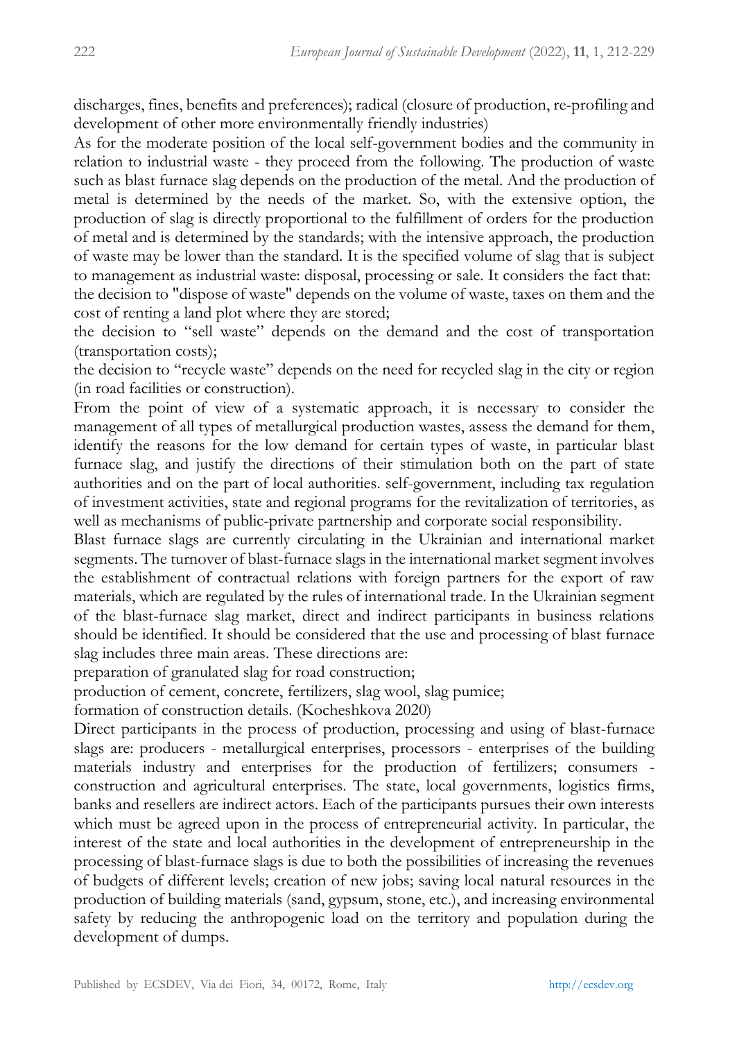discharges, fines, benefits and preferences); radical (closure of production, re-profiling and development of other more environmentally friendly industries)

As for the moderate position of the local self-government bodies and the community in relation to industrial waste - they proceed from the following. The production of waste such as blast furnace slag depends on the production of the metal. And the production of metal is determined by the needs of the market. So, with the extensive option, the production of slag is directly proportional to the fulfillment of orders for the production of metal and is determined by the standards; with the intensive approach, the production of waste may be lower than the standard. It is the specified volume of slag that is subject to management as industrial waste: disposal, processing or sale. It considers the fact that:

the decision to "dispose of waste" depends on the volume of waste, taxes on them and the cost of renting a land plot where they are stored;

the decision to “sell waste” depends on the demand and the cost of transportation (transportation costs);

the decision to “recycle waste” depends on the need for recycled slag in the city or region (in road facilities or construction).

From the point of view of a systematic approach, it is necessary to consider the management of all types of metallurgical production wastes, assess the demand for them, identify the reasons for the low demand for certain types of waste, in particular blast furnace slag, and justify the directions of their stimulation both on the part of state authorities and on the part of local authorities. self-government, including tax regulation of investment activities, state and regional programs for the revitalization of territories, as well as mechanisms of public-private partnership and corporate social responsibility.

Blast furnace slags are currently circulating in the Ukrainian and international market segments. The turnover of blast-furnace slags in the international market segment involves the establishment of contractual relations with foreign partners for the export of raw materials, which are regulated by the rules of international trade. In the Ukrainian segment of the blast-furnace slag market, direct and indirect participants in business relations should be identified. It should be considered that the use and processing of blast furnace slag includes three main areas. These directions are:

preparation of granulated slag for road construction;

production of cement, concrete, fertilizers, slag wool, slag pumice;

formation of construction details. (Kocheshkova 2020)

Direct participants in the process of production, processing and using of blast-furnace slags are: producers - metallurgical enterprises, processors - enterprises of the building materials industry and enterprises for the production of fertilizers; consumers - construction and agricultural enterprises. The state, local governments, logistics firms, banks and resellers are indirect actors. Each of the participants pursues their own interests which must be agreed upon in the process of entrepreneurial activity. In particular, the interest of the state and local authorities in the development of entrepreneurship in the processing of blast-furnace slags is due to both the possibilities of increasing the revenues of budgets of different levels; creation of new jobs; saving local natural resources in the production of building materials (sand, gypsum, stone, etc.), and increasing environmental safety by reducing the anthropogenic load on the territory and population during the development of dumps.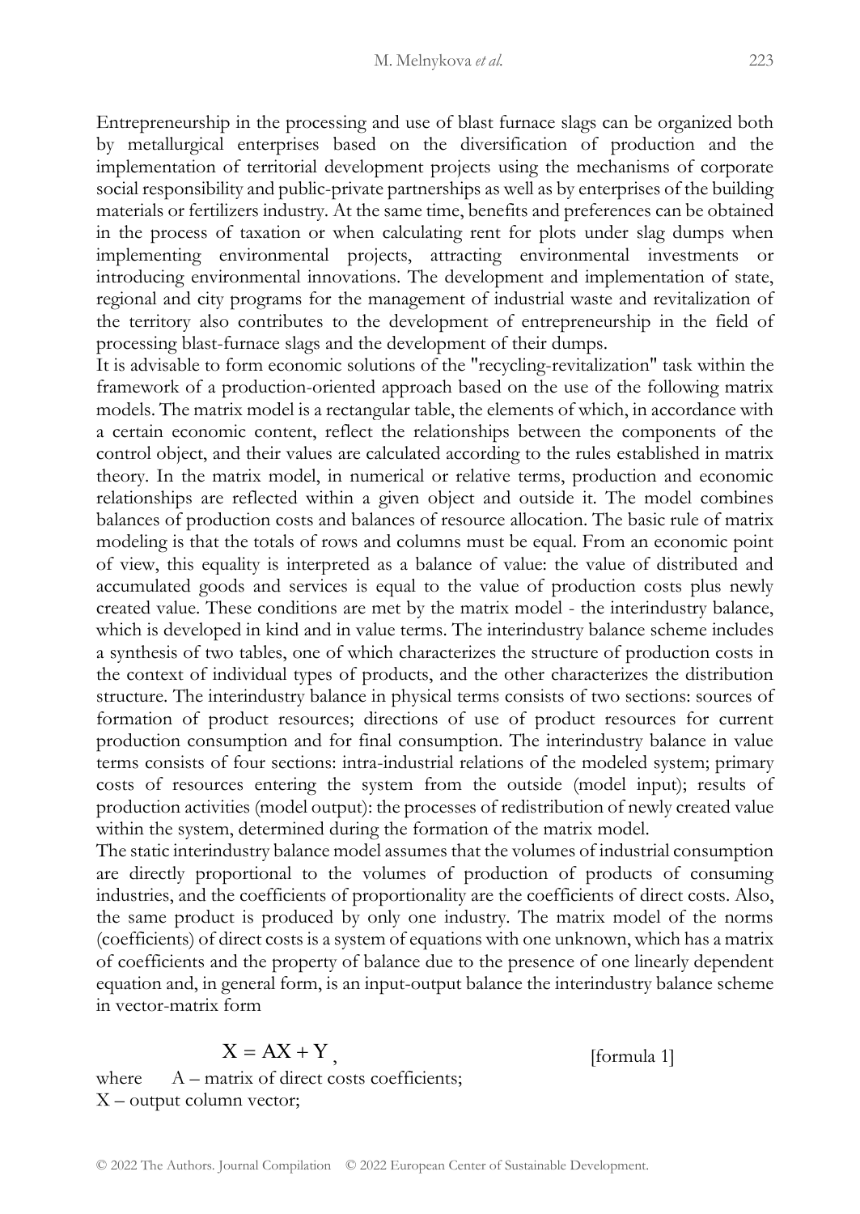Entrepreneurship in the processing and use of blast furnace slags can be organized both by metallurgical enterprises based on the diversification of production and the implementation of territorial development projects using the mechanisms of corporate social responsibility and public-private partnerships as well as by enterprises of the building materials or fertilizers industry. At the same time, benefits and preferences can be obtained in the process of taxation or when calculating rent for plots under slag dumps when implementing environmental projects, attracting environmental investments or introducing environmental innovations. The development and implementation of state, regional and city programs for the management of industrial waste and revitalization of the territory also contributes to the development of entrepreneurship in the field of processing blast-furnace slags and the development of their dumps.

It is advisable to form economic solutions of the "recycling-revitalization" task within the framework of a production-oriented approach based on the use of the following matrix models. The matrix model is a rectangular table, the elements of which, in accordance with a certain economic content, reflect the relationships between the components of the control object, and their values are calculated according to the rules established in matrix theory. In the matrix model, in numerical or relative terms, production and economic relationships are reflected within a given object and outside it. The model combines balances of production costs and balances of resource allocation. The basic rule of matrix modeling is that the totals of rows and columns must be equal. From an economic point of view, this equality is interpreted as a balance of value: the value of distributed and accumulated goods and services is equal to the value of production costs plus newly created value. These conditions are met by the matrix model - the interindustry balance, which is developed in kind and in value terms. The interindustry balance scheme includes a synthesis of two tables, one of which characterizes the structure of production costs in the context of individual types of products, and the other characterizes the distribution structure. The interindustry balance in physical terms consists of two sections: sources of formation of product resources; directions of use of product resources for current production consumption and for final consumption. The interindustry balance in value terms consists of four sections: intra-industrial relations of the modeled system; primary costs of resources entering the system from the outside (model input); results of production activities (model output): the processes of redistribution of newly created value within the system, determined during the formation of the matrix model.

The static interindustry balance model assumes that the volumes of industrial consumption are directly proportional to the volumes of production of products of consuming industries, and the coefficients of proportionality are the coefficients of direct costs. Also, the same product is produced by only one industry. The matrix model of the norms (coefficients) of direct costs is a system of equations with one unknown, which has a matrix of coefficients and the property of balance due to the presence of one linearly dependent equation and, in general form, is an input-output balance the interindustry balance scheme in vector-matrix form

$$X = AX + Y, \quad \text{[formula 1]}$$

where $A$ – matrix of direct costs coefficients;

$X$ – output column vector;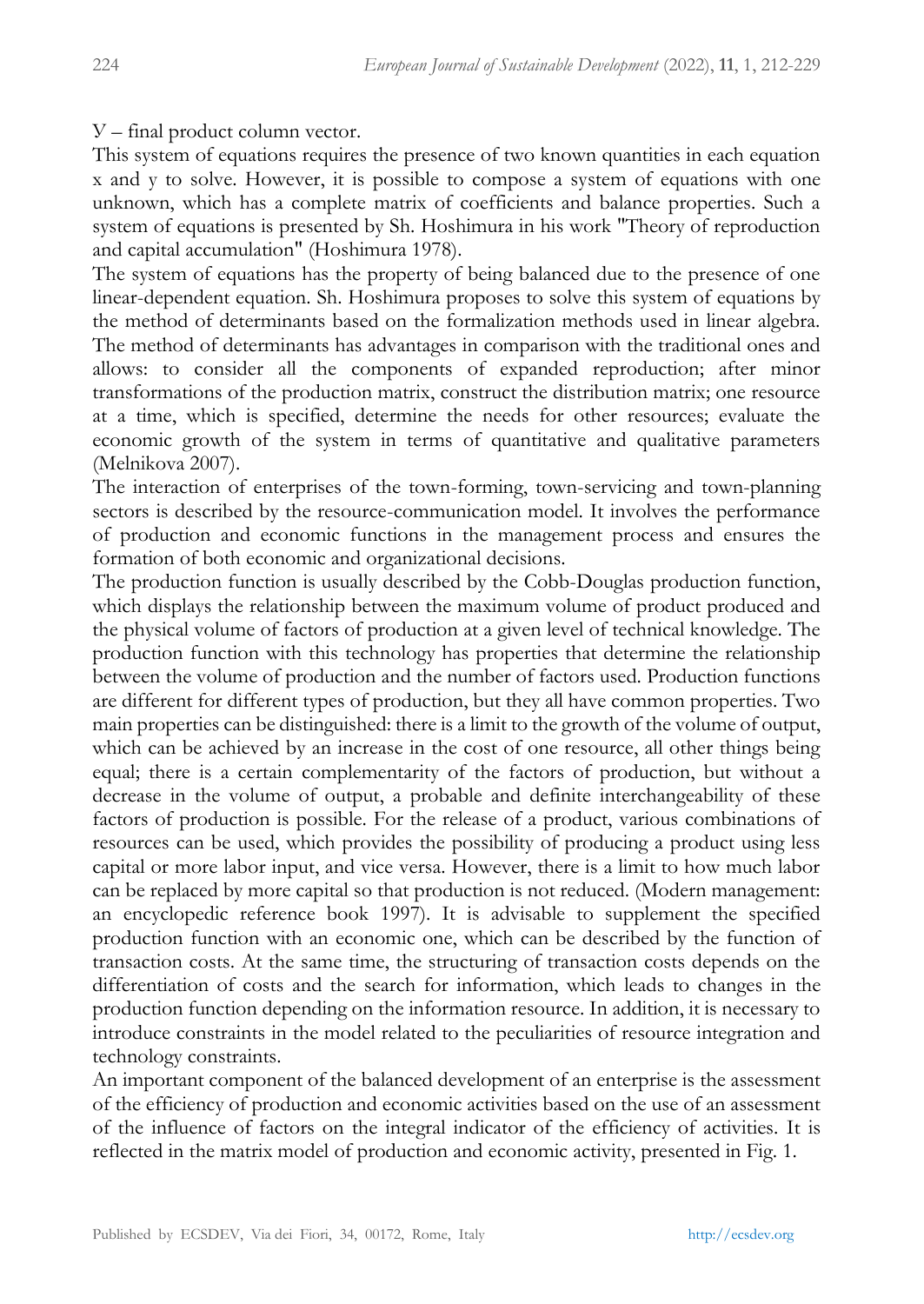У – final product column vector.

This system of equations requires the presence of two known quantities in each equation x and y to solve. However, it is possible to compose a system of equations with one unknown, which has a complete matrix of coefficients and balance properties. Such a system of equations is presented by Sh. Hoshimura in his work "Theory of reproduction and capital accumulation" (Hoshimura 1978).

The system of equations has the property of being balanced due to the presence of one linear-dependent equation. Sh. Hoshimura proposes to solve this system of equations by the method of determinants based on the formalization methods used in linear algebra. The method of determinants has advantages in comparison with the traditional ones and allows: to consider all the components of expanded reproduction; after minor transformations of the production matrix, construct the distribution matrix; one resource at a time, which is specified, determine the needs for other resources; evaluate the economic growth of the system in terms of quantitative and qualitative parameters (Melnikova 2007).

The interaction of enterprises of the town-forming, town-servicing and town-planning sectors is described by the resource-communication model. It involves the performance of production and economic functions in the management process and ensures the formation of both economic and organizational decisions.

The production function is usually described by the Cobb-Douglas production function, which displays the relationship between the maximum volume of product produced and the physical volume of factors of production at a given level of technical knowledge. The production function with this technology has properties that determine the relationship between the volume of production and the number of factors used. Production functions are different for different types of production, but they all have common properties. Two main properties can be distinguished: there is a limit to the growth of the volume of output, which can be achieved by an increase in the cost of one resource, all other things being equal; there is a certain complementarity of the factors of production, but without a decrease in the volume of output, a probable and definite interchangeability of these factors of production is possible. For the release of a product, various combinations of resources can be used, which provides the possibility of producing a product using less capital or more labor input, and vice versa. However, there is a limit to how much labor can be replaced by more capital so that production is not reduced. (Modern management: an encyclopedic reference book 1997). It is advisable to supplement the specified production function with an economic one, which can be described by the function of transaction costs. At the same time, the structuring of transaction costs depends on the differentiation of costs and the search for information, which leads to changes in the production function depending on the information resource. In addition, it is necessary to introduce constraints in the model related to the peculiarities of resource integration and technology constraints.

An important component of the balanced development of an enterprise is the assessment of the efficiency of production and economic activities based on the use of an assessment of the influence of factors on the integral indicator of the efficiency of activities. It is reflected in the matrix model of production and economic activity, presented in Fig. 1.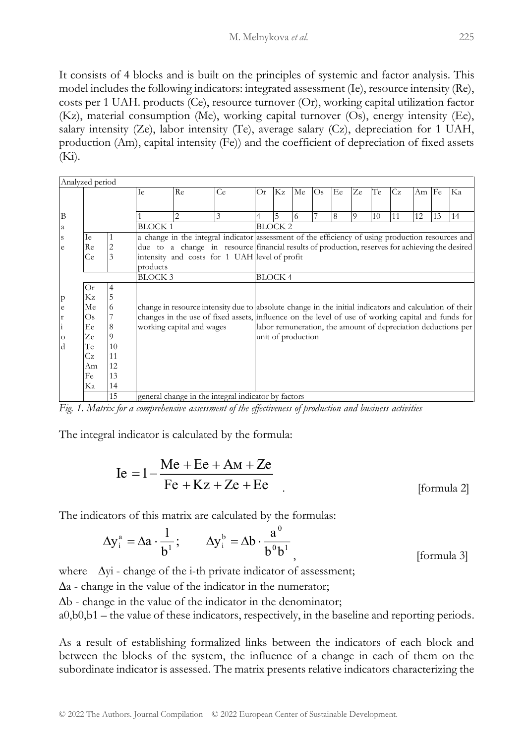It consists of 4 blocks and is built on the principles of systemic and factor analysis. This model includes the following indicators: integrated assessment (Ie), resource intensity (Re), costs per 1 UAH. products (Ce), resource turnover (Or), working capital utilization factor (Kz), material consumption (Me), working capital turnover (Os), energy intensity (Ee), salary intensity (Ze), labor intensity (Te), average salary (Cz), depreciation for 1 UAH, production (Am), capital intensity (Fe)) and the coefficient of depreciation of fixed assets (Ki).

| Analyzed period | | | | | | | | | | | | | | | | |
|---|---|---|---|---|---|---|---|---|---|---|---|---|---|---|---|---|
| | | | Ie | Re | Ce | Or | Kz | Me | Os | Ee | Ze | Te | Cz | Am | Fe | Ka |
| Base | | | 1 | 2 | 3 | 4 | 5 | 6 | 7 | 8 | 9 | 10 | 11 | 12 | 13 | 14 |
| | | | BLOCK 1 | | | BLOCK 2 | | | | | | | | | | |
| | Ie<br>Re<br>Ce | 1<br>2<br>3 | a change in the integral indicator due to a change in resource intensity and costs for 1 UAH products | | | assessment of the efficiency of using production resources and financial results of production, reserves for achieving the desired level of profit | | | | | | | | | | |
| | | | BLOCK 3 | | | BLOCK 4 | | | | | | | | | | |
| period | Or<br>Kz<br>Me<br>Os<br>Ee<br>Ze<br>Te<br>Cz<br>Am<br>Fe<br>Ka | 4<br>5<br>6<br>7<br>8<br>9<br>10<br>11<br>12<br>13<br>14 | change in resource intensity due to changes in the use of fixed assets, working capital and wages | | | absolute change in the initial indicators and calculation of their influence on the level of use of working capital and funds for labor remuneration, the amount of depreciation deductions per unit of production | | | | | | | | | | |
| | | 15 | general change in the integral indicator by factors | | | | | | | | | | | | | |

*Fig. 1. Matrix for a comprehensive assessment of the effectiveness of production and business activities*

The integral indicator is calculated by the formula:

$$Ie = 1 - \frac{Me + Ee + Aм + Ze}{Fe + Kz + Ze + Ee} \quad \text{[formula 2]}$$

The indicators of this matrix are calculated by the formulas:

$$\Delta y_i^a = \Delta a \cdot \frac{1}{b^1}; \qquad \Delta y_i^b = \Delta b \cdot \frac{a^0}{b^0 b^1}, \quad \text{[formula 3]}$$

where $\Delta y_i$ - change of the i-th private indicator of assessment;

$\Delta a$ - change in the value of the indicator in the numerator;

$\Delta b$ - change in the value of the indicator in the denominator;

$a_0, b_0, b_1$ – the value of these indicators, respectively, in the baseline and reporting periods.

As a result of establishing formalized links between the indicators of each block and between the blocks of the system, the influence of a change in each of them on the subordinate indicator is assessed. The matrix presents relative indicators characterizing the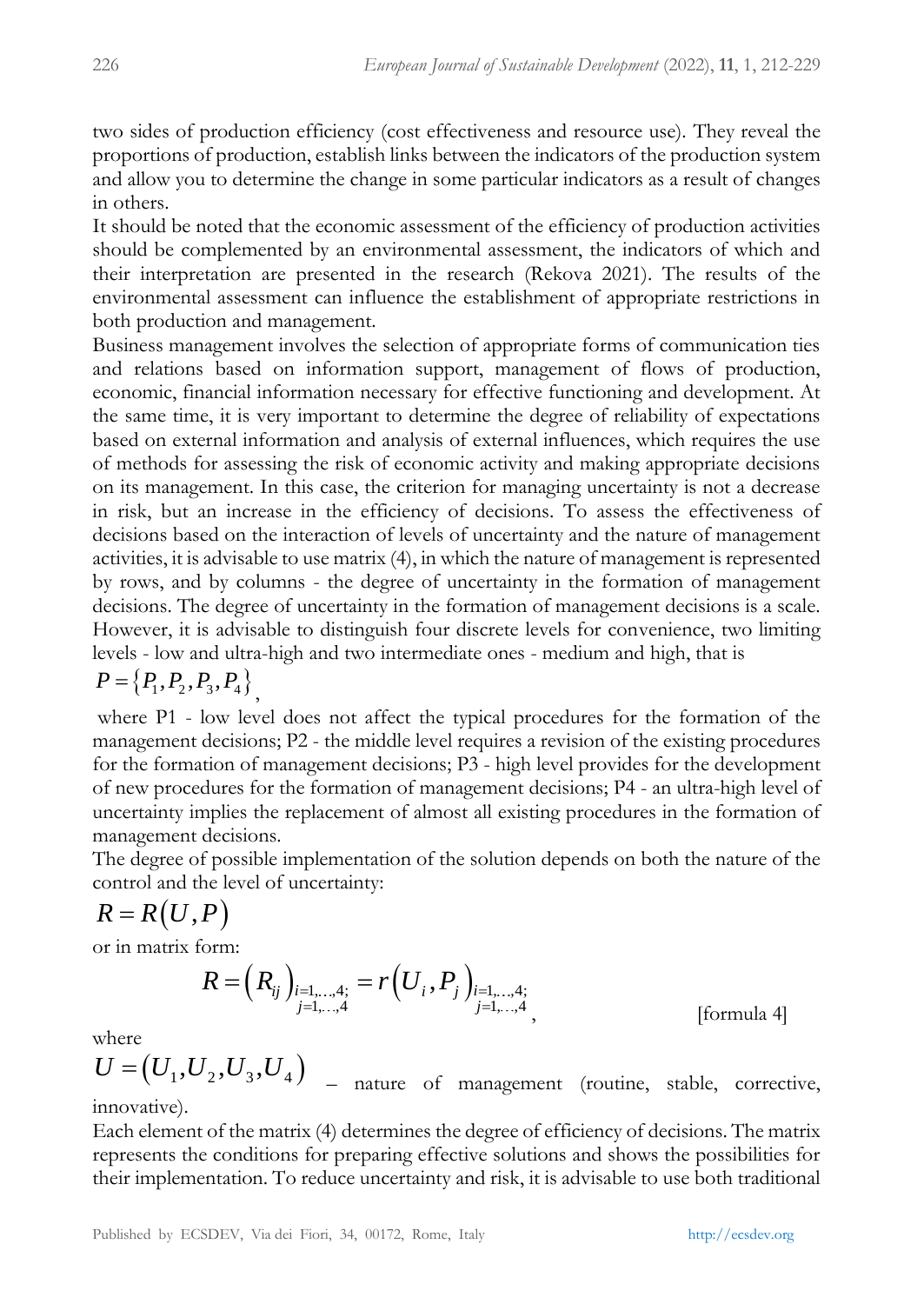two sides of production efficiency (cost effectiveness and resource use). They reveal the proportions of production, establish links between the indicators of the production system and allow you to determine the change in some particular indicators as a result of changes in others.

It should be noted that the economic assessment of the efficiency of production activities should be complemented by an environmental assessment, the indicators of which and their interpretation are presented in the research (Rekova 2021). The results of the environmental assessment can influence the establishment of appropriate restrictions in both production and management.

Business management involves the selection of appropriate forms of communication ties and relations based on information support, management of flows of production, economic, financial information necessary for effective functioning and development. At the same time, it is very important to determine the degree of reliability of expectations based on external information and analysis of external influences, which requires the use of methods for assessing the risk of economic activity and making appropriate decisions on its management. In this case, the criterion for managing uncertainty is not a decrease in risk, but an increase in the efficiency of decisions. To assess the effectiveness of decisions based on the interaction of levels of uncertainty and the nature of management activities, it is advisable to use matrix (4), in which the nature of management is represented by rows, and by columns - the degree of uncertainty in the formation of management decisions. The degree of uncertainty in the formation of management decisions is a scale. However, it is advisable to distinguish four discrete levels for convenience, two limiting levels - low and ultra-high and two intermediate ones - medium and high, that is

$P = \{P_1, P_2, P_3, P_4\}$,

where P1 - low level does not affect the typical procedures for the formation of the management decisions; P2 - the middle level requires a revision of the existing procedures for the formation of management decisions; P3 - high level provides for the development of new procedures for the formation of management decisions; P4 - an ultra-high level of uncertainty implies the replacement of almost all existing procedures in the formation of management decisions.

The degree of possible implementation of the solution depends on both the nature of the control and the level of uncertainty:

$$R = R(U, P)$$

or in matrix form:

$$R = \left(R_{ij}\right)_{\substack{i=1,\ldots,4;\\ j=1,\ldots,4}} = r\left(U_i, P_j\right)_{\substack{i=1,\ldots,4;\\ j=1,\ldots,4}}, \qquad \text{[formula 4]}$$

where

$U = (U_1, U_2, U_3, U_4)$ – nature of management (routine, stable, corrective, innovative).

Each element of the matrix (4) determines the degree of efficiency of decisions. The matrix represents the conditions for preparing effective solutions and shows the possibilities for their implementation. To reduce uncertainty and risk, it is advisable to use both traditional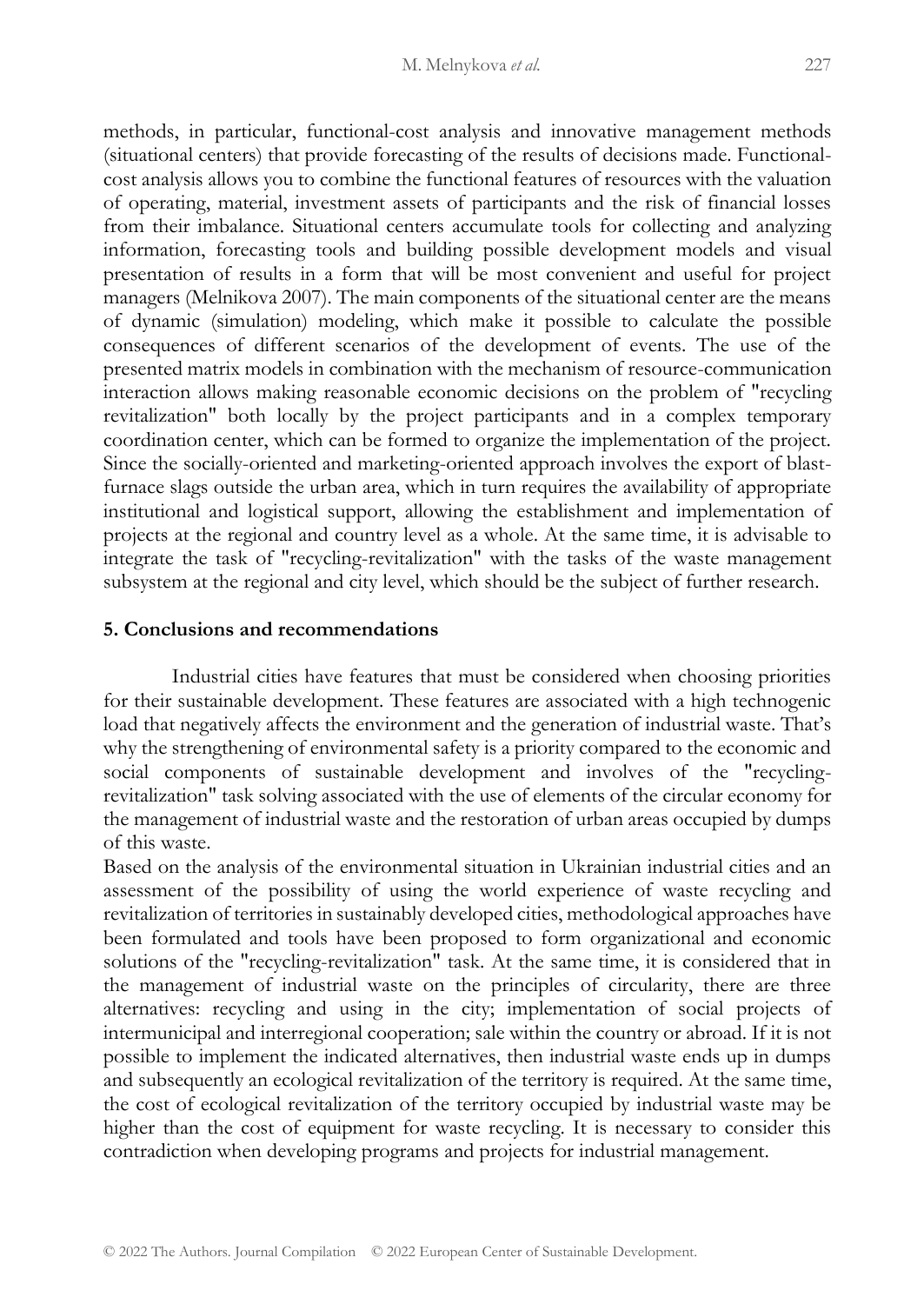methods, in particular, functional-cost analysis and innovative management methods (situational centers) that provide forecasting of the results of decisions made. Functional-cost analysis allows you to combine the functional features of resources with the valuation of operating, material, investment assets of participants and the risk of financial losses from their imbalance. Situational centers accumulate tools for collecting and analyzing information, forecasting tools and building possible development models and visual presentation of results in a form that will be most convenient and useful for project managers (Melnikova 2007). The main components of the situational center are the means of dynamic (simulation) modeling, which make it possible to calculate the possible consequences of different scenarios of the development of events. The use of the presented matrix models in combination with the mechanism of resource-communication interaction allows making reasonable economic decisions on the problem of "recycling revitalization" both locally by the project participants and in a complex temporary coordination center, which can be formed to organize the implementation of the project. Since the socially-oriented and marketing-oriented approach involves the export of blast-furnace slags outside the urban area, which in turn requires the availability of appropriate institutional and logistical support, allowing the establishment and implementation of projects at the regional and country level as a whole. At the same time, it is advisable to integrate the task of "recycling-revitalization" with the tasks of the waste management subsystem at the regional and city level, which should be the subject of further research.

## 5. Conclusions and recommendations

Industrial cities have features that must be considered when choosing priorities for their sustainable development. These features are associated with a high technogenic load that negatively affects the environment and the generation of industrial waste. That's why the strengthening of environmental safety is a priority compared to the economic and social components of sustainable development and involves of the "recycling-revitalization" task solving associated with the use of elements of the circular economy for the management of industrial waste and the restoration of urban areas occupied by dumps of this waste.

Based on the analysis of the environmental situation in Ukrainian industrial cities and an assessment of the possibility of using the world experience of waste recycling and revitalization of territories in sustainably developed cities, methodological approaches have been formulated and tools have been proposed to form organizational and economic solutions of the "recycling-revitalization" task. At the same time, it is considered that in the management of industrial waste on the principles of circularity, there are three alternatives: recycling and using in the city; implementation of social projects of intermunicipal and interregional cooperation; sale within the country or abroad. If it is not possible to implement the indicated alternatives, then industrial waste ends up in dumps and subsequently an ecological revitalization of the territory is required. At the same time, the cost of ecological revitalization of the territory occupied by industrial waste may be higher than the cost of equipment for waste recycling. It is necessary to consider this contradiction when developing programs and projects for industrial management.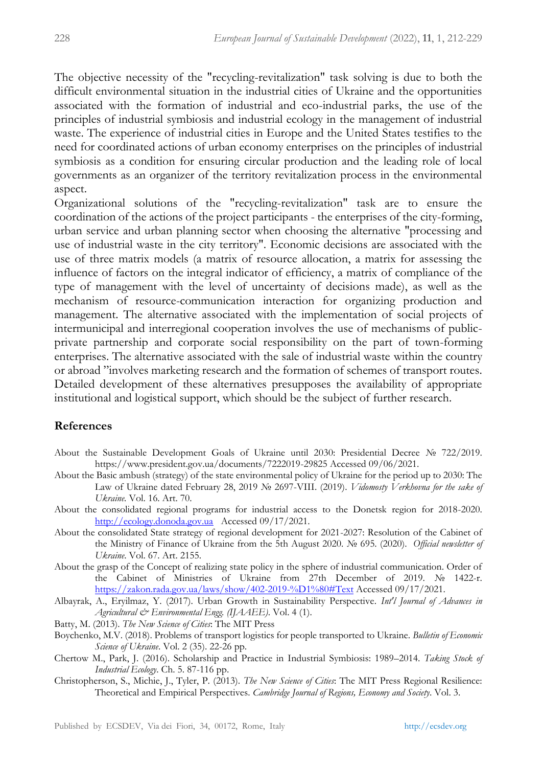The objective necessity of the "recycling-revitalization" task solving is due to both the difficult environmental situation in the industrial cities of Ukraine and the opportunities associated with the formation of industrial and eco-industrial parks, the use of the principles of industrial symbiosis and industrial ecology in the management of industrial waste. The experience of industrial cities in Europe and the United States testifies to the need for coordinated actions of urban economy enterprises on the principles of industrial symbiosis as a condition for ensuring circular production and the leading role of local governments as an organizer of the territory revitalization process in the environmental aspect.

Organizational solutions of the "recycling-revitalization" task are to ensure the coordination of the actions of the project participants - the enterprises of the city-forming, urban service and urban planning sector when choosing the alternative "processing and use of industrial waste in the city territory". Economic decisions are associated with the use of three matrix models (a matrix of resource allocation, a matrix for assessing the influence of factors on the integral indicator of efficiency, a matrix of compliance of the type of management with the level of uncertainty of decisions made), as well as the mechanism of resource-communication interaction for organizing production and management. The alternative associated with the implementation of social projects of intermunicipal and interregional cooperation involves the use of mechanisms of public-private partnership and corporate social responsibility on the part of town-forming enterprises. The alternative associated with the sale of industrial waste within the country or abroad "involves marketing research and the formation of schemes of transport routes. Detailed development of these alternatives presupposes the availability of appropriate institutional and logistical support, which should be the subject of further research.

## References

About the Sustainable Development Goals of Ukraine until 2030: Presidential Decree № 722/2019. https://www.president.gov.ua/documents/7222019-29825 Accessed 09/06/2021.

About the Basic ambush (strategy) of the state environmental policy of Ukraine for the period up to 2030: The Law of Ukraine dated February 28, 2019 № 2697-VIII. (2019). *Vidomosty Verkhovna for the sake of Ukraine*. Vol. 16. Art. 70.

About the consolidated regional programs for industrial access to the Donetsk region for 2018-2020. http://ecology.donoda.gov.ua Accessed 09/17/2021.

About the consolidated State strategy of regional development for 2021-2027: Resolution of the Cabinet of the Ministry of Finance of Ukraine from the 5th August 2020. № 695. (2020). *Official newsletter of Ukraine*. Vol. 67. Art. 2155.

About the grasp of the Concept of realizing state policy in the sphere of industrial communication. Order of the Cabinet of Ministries of Ukraine from 27th December of 2019. № 1422-r. https://zakon.rada.gov.ua/laws/show/402-2019-%D1%80#Text Accessed 09/17/2021.

Albayrak, A., Eryilmaz, Y. (2017). Urban Growth in Sustainability Perspective. *Int'l Journal of Advances in Agricultural & Environmental Engg. (IJAAEE)*. Vol. 4 (1).

Batty, M. (2013). *The New Science of Cities*: The MIT Press

Boychenko, M.V. (2018). Problems of transport logistics for people transported to Ukraine. *Bulletin of Economic Science of Ukraine*. Vol. 2 (35). 22-26 pp.

Chertow M., Park, J. (2016). Scholarship and Practice in Industrial Symbiosis: 1989–2014. *Taking Stock of Industrial Ecology*. Ch. 5. 87-116 pp.

Christopherson, S., Michie, J., Tyler, P. (2013). *The New Science of Cities*: The MIT Press Regional Resilience: Theoretical and Empirical Perspectives. *Cambridge Journal of Regions, Economy and Society*. Vol. 3.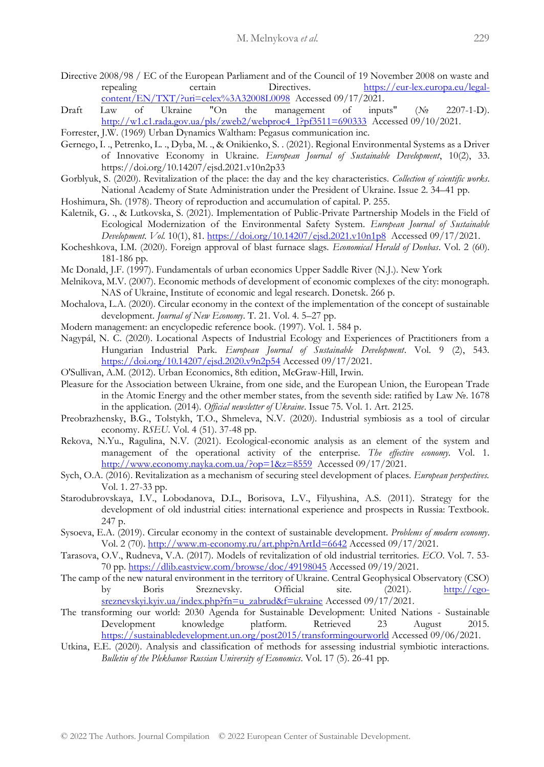Directive 2008/98 / EC of the European Parliament and of the Council of 19 November 2008 on waste and repealing certain Directives. https://eur-lex.europa.eu/legal-content/EN/TXT/?uri=celex%3A32008L0098 Accessed 09/17/2021.

Draft Law of Ukraine "On the management of inputs" (№ 2207-1-D). http://w1.c1.rada.gov.ua/pls/zweb2/webproc4_1?pf3511=690333 Accessed 09/10/2021.

Forrester, J.W. (1969) Urban Dynamics Waltham: Pegasus communication inc.

Gernego, I. ., Petrenko, L. ., Dyba, M. ., & Onikienko, S. . (2021). Regional Environmental Systems as a Driver of Innovative Economy in Ukraine. *European Journal of Sustainable Development*, 10(2), 33. https://doi.org/10.14207/ejsd.2021.v10n2p33

Gorblyuk, S. (2020). Revitalization of the place: the day and the key characteristics. *Collection of scientific works*. National Academy of State Administration under the President of Ukraine. Issue 2. 34–41 pp.

Hoshimura, Sh. (1978). Theory of reproduction and accumulation of capital. P. 255.

Kaletnik, G. ., & Lutkovska, S. (2021). Implementation of Public-Private Partnership Models in the Field of Ecological Modernization of the Environmental Safety System. *European Journal of Sustainable Development*. *Vol.* 10(1), 81. https://doi.org/10.14207/ejsd.2021.v10n1p8 Accessed 09/17/2021.

Kocheshkova, I.M. (2020). Foreign approval of blast furnace slags. *Economical Herald of Donbas*. Vol. 2 (60). 181-186 pp.

Mc Donald, J.F. (1997). Fundamentals of urban economics Upper Saddle River (N.J.). New York

Melnikova, M.V. (2007). Economic methods of development of economic complexes of the city: monograph. NAS of Ukraine, Institute of economic and legal research. Donetsk. 266 p.

Mochalova, L.A. (2020). Circular economy in the context of the implementation of the concept of sustainable development. *Journal of New Economy*. T. 21. Vol. 4. 5–27 pp.

Modern management: an encyclopedic reference book. (1997). Vol. 1. 584 p.

Nagypál, N. C. (2020). Locational Aspects of Industrial Ecology and Experiences of Practitioners from a Hungarian Industrial Park. *European Journal of Sustainable Development*. Vol. 9 (2), 543. https://doi.org/10.14207/ejsd.2020.v9n2p54 Accessed 09/17/2021.

O'Sullivan, A.M. (2012). Urban Economics, 8th edition, McGraw-Hill, Irwin.

Pleasure for the Association between Ukraine, from one side, and the European Union, the European Trade in the Atomic Energy and the other member states, from the seventh side: ratified by Law №. 1678 in the application. (2014). *Official newsletter of Ukraine*. Issue 75. Vol. 1. Art. 2125.

Preobrazhensky, B.G., Tolstykh, T.O., Shmeleva, N.V. (2020). Industrial symbiosis as a tool of circular economy. *RSEU*. Vol. 4 (51). 37-48 pp.

Rekova, N.Yu., Ragulina, N.V. (2021). Ecological-economic analysis as an element of the system and management of the operational activity of the enterprise. *The effective economy*. Vol. 1. http://www.economy.nayka.com.ua/?op=1&z=8559 Accessed 09/17/2021.

Sych, O.A. (2016). Revitalization as a mechanism of securing steel development of places. *European perspectives.* Vol. 1. 27-33 pp.

Starodubrovskaya, I.V., Lobodanova, D.L., Borisova, L.V., Filyushina, A.S. (2011). Strategy for the development of old industrial cities: international experience and prospects in Russia: Textbook. 247 p.

Sysoeva, E.A. (2019). Circular economy in the context of sustainable development. *Problems of modern economy*. Vol. 2 (70). http://www.m-economy.ru/art.php?nArtId=6642 Accessed 09/17/2021.

Tarasova, O.V., Rudneva, V.A. (2017). Models of revitalization of old industrial territories. *ECO*. Vol. 7. 53-70 pp. https://dlib.eastview.com/browse/doc/49198045 Accessed 09/19/2021.

The camp of the new natural environment in the territory of Ukraine. Central Geophysical Observatory (CSO) by Boris Sreznevsky. Official site. (2021). http://cgo-sreznevskyi.kyiv.ua/index.php?fn=u_zabrud&f=ukraine Accessed 09/17/2021.

The transforming our world: 2030 Agenda for Sustainable Development: United Nations - Sustainable Development knowledge platform. Retrieved 23 August 2015. https://sustainabledevelopment.un.org/post2015/transformingourworld Accessed 09/06/2021.

Utkina, E.E. (2020). Analysis and classification of methods for assessing industrial symbiotic interactions. *Bulletin of the Plekhanov Russian University of Economics*. Vol. 17 (5). 26-41 pp.